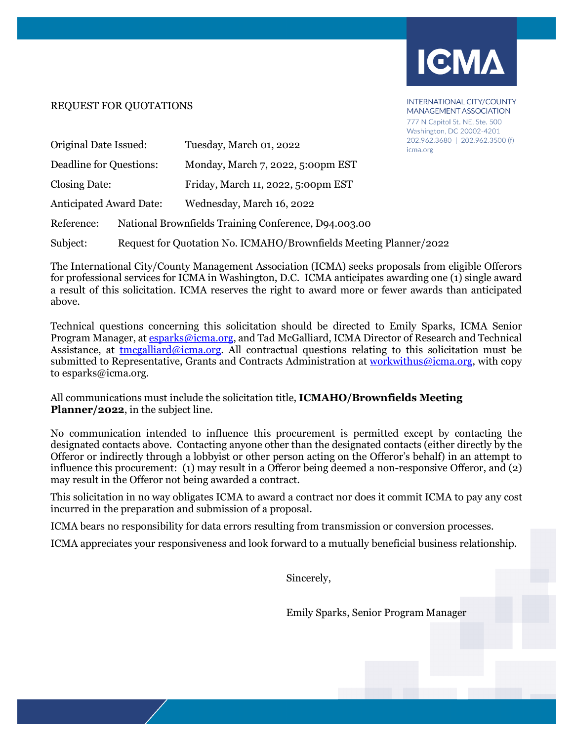ICMA

INTERNATIONAL CITY/COUNTY MANAGEMENT ASSOCIATION
777 N Capitol St. NE, Ste. 500
Washington, DC 20002-4201
202.962.3680 | 202.962.3500 (f)
icma.org

REQUEST FOR QUOTATIONS

| | |
|---|---|
| Original Date Issued: | Tuesday, March 01, 2022 |
| Deadline for Questions: | Monday, March 7, 2022, 5:00pm EST |
| Closing Date: | Friday, March 11, 2022, 5:00pm EST |
| Anticipated Award Date: | Wednesday, March 16, 2022 |

Reference: National Brownfields Training Conference, D94.003.00

Subject: Request for Quotation No. ICMAHO/Brownfields Meeting Planner/2022

The International City/County Management Association (ICMA) seeks proposals from eligible Offerors for professional services for ICMA in Washington, D.C. ICMA anticipates awarding one (1) single award a result of this solicitation. ICMA reserves the right to award more or fewer awards than anticipated above.

Technical questions concerning this solicitation should be directed to Emily Sparks, ICMA Senior Program Manager, at esparks@icma.org, and Tad McGalliard, ICMA Director of Research and Technical Assistance, at tmcgalliard@icma.org. All contractual questions relating to this solicitation must be submitted to Representative, Grants and Contracts Administration at workwithus@icma.org, with copy to esparks@icma.org.

All communications must include the solicitation title, **ICMAHO/Brownfields Meeting Planner/2022**, in the subject line.

No communication intended to influence this procurement is permitted except by contacting the designated contacts above. Contacting anyone other than the designated contacts (either directly by the Offeror or indirectly through a lobbyist or other person acting on the Offeror's behalf) in an attempt to influence this procurement: (1) may result in a Offeror being deemed a non-responsive Offeror, and (2) may result in the Offeror not being awarded a contract.

This solicitation in no way obligates ICMA to award a contract nor does it commit ICMA to pay any cost incurred in the preparation and submission of a proposal.

ICMA bears no responsibility for data errors resulting from transmission or conversion processes.

ICMA appreciates your responsiveness and look forward to a mutually beneficial business relationship.

Sincerely,

Emily Sparks, Senior Program Manager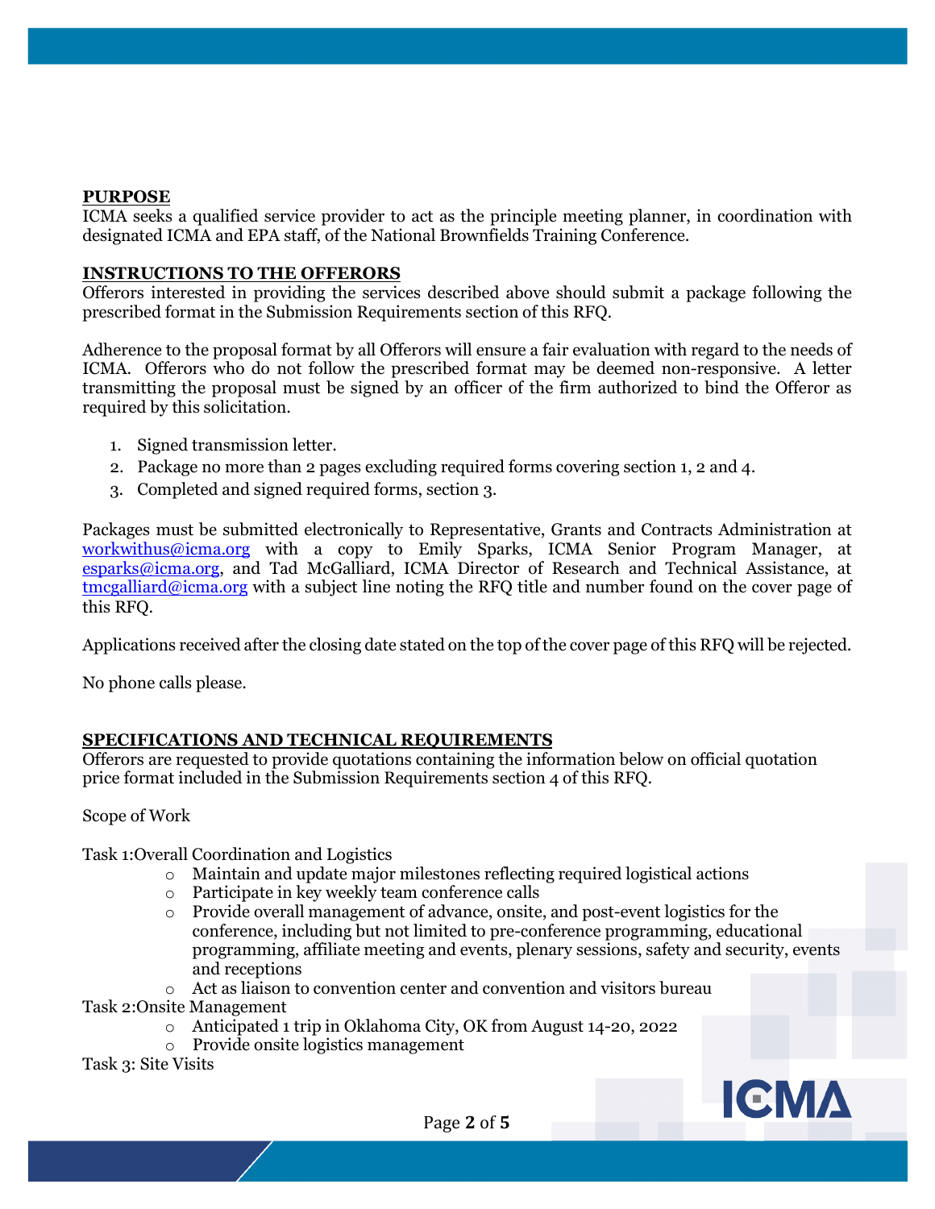## PURPOSE

ICMA seeks a qualified service provider to act as the principle meeting planner, in coordination with designated ICMA and EPA staff, of the National Brownfields Training Conference.

## INSTRUCTIONS TO THE OFFERORS

Offerors interested in providing the services described above should submit a package following the prescribed format in the Submission Requirements section of this RFQ.

Adherence to the proposal format by all Offerors will ensure a fair evaluation with regard to the needs of ICMA. Offerors who do not follow the prescribed format may be deemed non-responsive. A letter transmitting the proposal must be signed by an officer of the firm authorized to bind the Offeror as required by this solicitation.

1. Signed transmission letter.
2. Package no more than 2 pages excluding required forms covering section 1, 2 and 4.
3. Completed and signed required forms, section 3.

Packages must be submitted electronically to Representative, Grants and Contracts Administration at workwithus@icma.org with a copy to Emily Sparks, ICMA Senior Program Manager, at esparks@icma.org, and Tad McGalliard, ICMA Director of Research and Technical Assistance, at tmcgalliard@icma.org with a subject line noting the RFQ title and number found on the cover page of this RFQ.

Applications received after the closing date stated on the top of the cover page of this RFQ will be rejected.

No phone calls please.

## SPECIFICATIONS AND TECHNICAL REQUIREMENTS

Offerors are requested to provide quotations containing the information below on official quotation price format included in the Submission Requirements section 4 of this RFQ.

Scope of Work

Task 1:Overall Coordination and Logistics

- Maintain and update major milestones reflecting required logistical actions
- Participate in key weekly team conference calls
- Provide overall management of advance, onsite, and post-event logistics for the conference, including but not limited to pre-conference programming, educational programming, affiliate meeting and events, plenary sessions, safety and security, events and receptions
- Act as liaison to convention center and convention and visitors bureau

Task 2:Onsite Management

- Anticipated 1 trip in Oklahoma City, OK from August 14-20, 2022
- Provide onsite logistics management

Task 3: Site Visits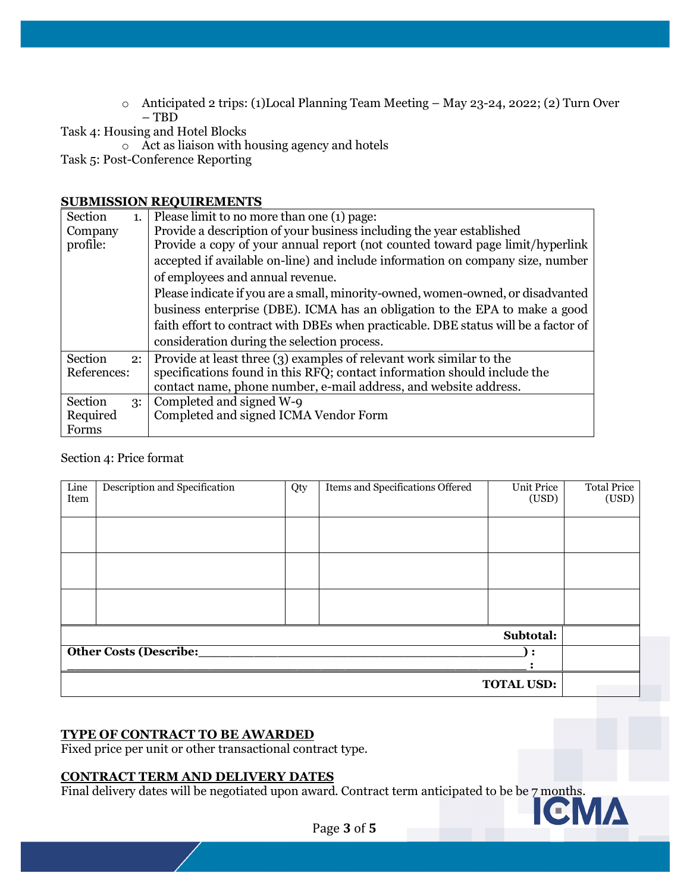- Anticipated 2 trips: (1)Local Planning Team Meeting – May 23-24, 2022; (2) Turn Over – TBD

Task 4: Housing and Hotel Blocks

- Act as liaison with housing agency and hotels

Task 5: Post-Conference Reporting

## SUBMISSION REQUIREMENTS

| | |
|---|---|
| Section 1. Company profile: | Please limit to no more than one (1) page:<br>Provide a description of your business including the year established<br>Provide a copy of your annual report (not counted toward page limit/hyperlink accepted if available on-line) and include information on company size, number of employees and annual revenue.<br>Please indicate if you are a small, minority-owned, women-owned, or disadvanted business enterprise (DBE). ICMA has an obligation to the EPA to make a good faith effort to contract with DBEs when practicable. DBE status will be a factor of consideration during the selection process. |
| Section 2: References: | Provide at least three (3) examples of relevant work similar to the specifications found in this RFQ; contact information should include the contact name, phone number, e-mail address, and website address. |
| Section 3: Required Forms | Completed and signed W-9<br>Completed and signed ICMA Vendor Form |

Section 4: Price format

| Line Item | Description and Specification | Qty | Items and Specifications Offered | Unit Price (USD) | Total Price (USD) |
|---|---|---|---|---|---|
| | | | | | |
| | | | | | |
| | | | | | |
| | | | | **Subtotal:** | |
| **Other Costs (Describe:_______________________________________) :**<br>______________________________________________________ **:** | | | | | |
| | | | | **TOTAL USD:** | |

## TYPE OF CONTRACT TO BE AWARDED

Fixed price per unit or other transactional contract type.

## CONTRACT TERM AND DELIVERY DATES

Final delivery dates will be negotiated upon award. Contract term anticipated to be be 7 months.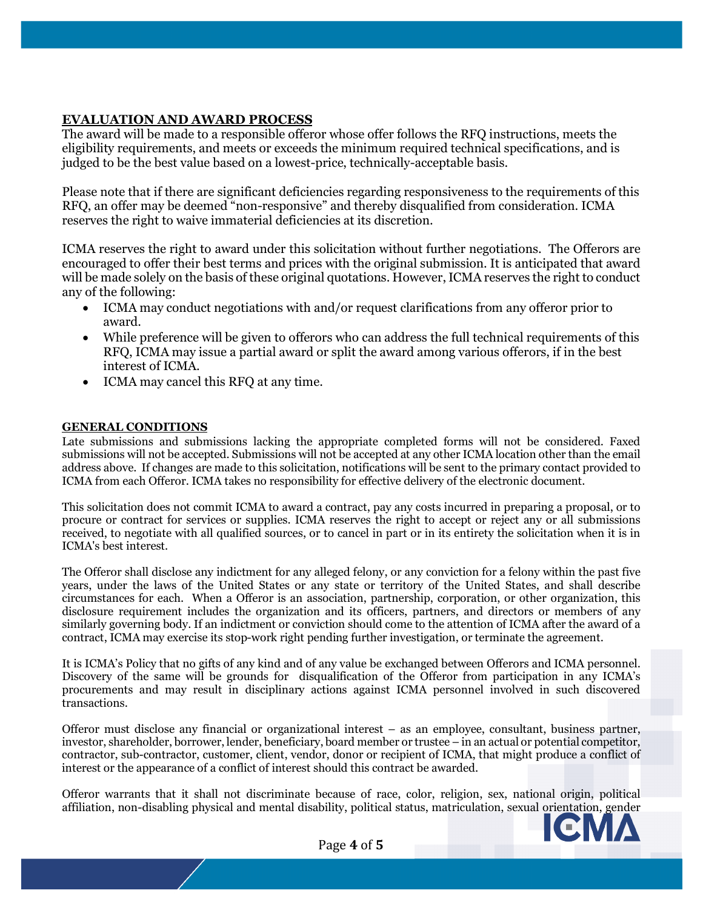## EVALUATION AND AWARD PROCESS

The award will be made to a responsible offeror whose offer follows the RFQ instructions, meets the eligibility requirements, and meets or exceeds the minimum required technical specifications, and is judged to be the best value based on a lowest-price, technically-acceptable basis.

Please note that if there are significant deficiencies regarding responsiveness to the requirements of this RFQ, an offer may be deemed "non-responsive" and thereby disqualified from consideration. ICMA reserves the right to waive immaterial deficiencies at its discretion.

ICMA reserves the right to award under this solicitation without further negotiations. The Offerors are encouraged to offer their best terms and prices with the original submission. It is anticipated that award will be made solely on the basis of these original quotations. However, ICMA reserves the right to conduct any of the following:

- ICMA may conduct negotiations with and/or request clarifications from any offeror prior to award.
- While preference will be given to offerors who can address the full technical requirements of this RFQ, ICMA may issue a partial award or split the award among various offerors, if in the best interest of ICMA.
- ICMA may cancel this RFQ at any time.

## GENERAL CONDITIONS

Late submissions and submissions lacking the appropriate completed forms will not be considered. Faxed submissions will not be accepted. Submissions will not be accepted at any other ICMA location other than the email address above. If changes are made to this solicitation, notifications will be sent to the primary contact provided to ICMA from each Offeror. ICMA takes no responsibility for effective delivery of the electronic document.

This solicitation does not commit ICMA to award a contract, pay any costs incurred in preparing a proposal, or to procure or contract for services or supplies. ICMA reserves the right to accept or reject any or all submissions received, to negotiate with all qualified sources, or to cancel in part or in its entirety the solicitation when it is in ICMA's best interest.

The Offeror shall disclose any indictment for any alleged felony, or any conviction for a felony within the past five years, under the laws of the United States or any state or territory of the United States, and shall describe circumstances for each. When a Offeror is an association, partnership, corporation, or other organization, this disclosure requirement includes the organization and its officers, partners, and directors or members of any similarly governing body. If an indictment or conviction should come to the attention of ICMA after the award of a contract, ICMA may exercise its stop-work right pending further investigation, or terminate the agreement.

It is ICMA's Policy that no gifts of any kind and of any value be exchanged between Offerors and ICMA personnel. Discovery of the same will be grounds for disqualification of the Offeror from participation in any ICMA's procurements and may result in disciplinary actions against ICMA personnel involved in such discovered transactions.

Offeror must disclose any financial or organizational interest – as an employee, consultant, business partner, investor, shareholder, borrower, lender, beneficiary, board member or trustee – in an actual or potential competitor, contractor, sub-contractor, customer, client, vendor, donor or recipient of ICMA, that might produce a conflict of interest or the appearance of a conflict of interest should this contract be awarded.

Offeror warrants that it shall not discriminate because of race, color, religion, sex, national origin, political affiliation, non-disabling physical and mental disability, political status, matriculation, sexual orientation, gender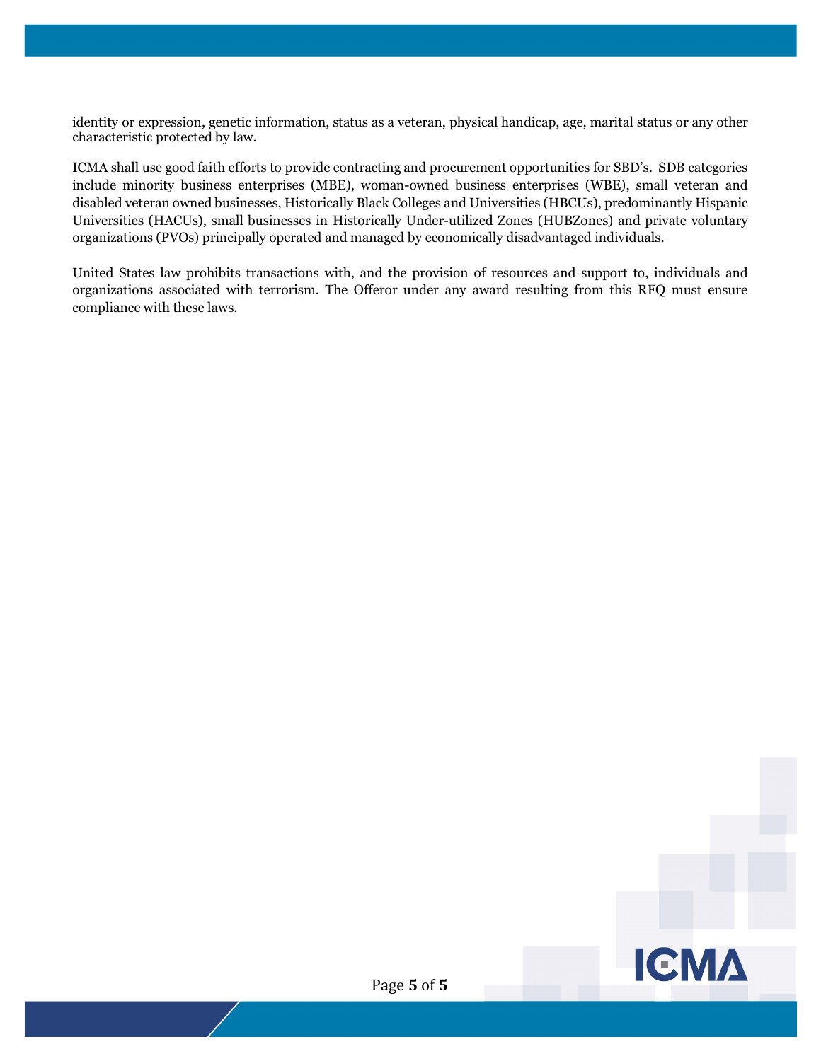identity or expression, genetic information, status as a veteran, physical handicap, age, marital status or any other characteristic protected by law.

ICMA shall use good faith efforts to provide contracting and procurement opportunities for SBD's. SDB categories include minority business enterprises (MBE), woman-owned business enterprises (WBE), small veteran and disabled veteran owned businesses, Historically Black Colleges and Universities (HBCUs), predominantly Hispanic Universities (HACUs), small businesses in Historically Under-utilized Zones (HUBZones) and private voluntary organizations (PVOs) principally operated and managed by economically disadvantaged individuals.

United States law prohibits transactions with, and the provision of resources and support to, individuals and organizations associated with terrorism. The Offeror under any award resulting from this RFQ must ensure compliance with these laws.